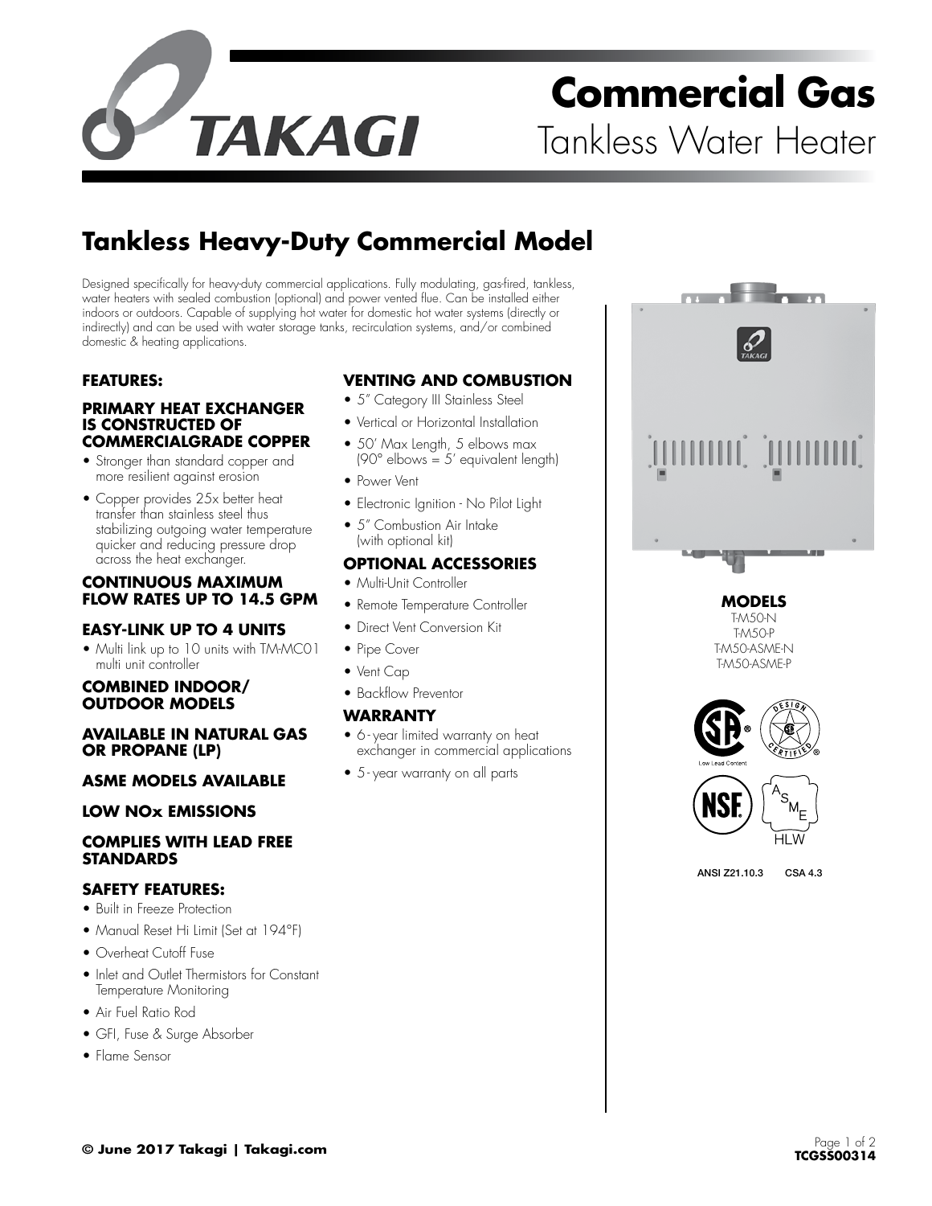# Commercial Gas

Tankless Water Heater

## Tankless Heavy-Duty Commercial Model

Designed specifically for heavy-duty commercial applications. Fully modulating, gas-fired, tankless, water heaters with sealed combustion (optional) and power vented flue. Can be installed either indoors or outdoors. Capable of supplying hot water for domestic hot water systems (directly or indirectly) and can be used with water storage tanks, recirculation systems, and/or combined domestic & heating applications.

### FEATURES:

#### PRIMARY HEAT EXCHANGER IS CONSTRUCTED OF COMMERCIALGRADE COPPER

- Stronger than standard copper and more resilient against erosion
- Copper provides 25x better heat transfer than stainless steel thus stabilizing outgoing water temperature quicker and reducing pressure drop across the heat exchanger.

#### CONTINUOUS MAXIMUM FLOW RATES UP TO 14.5 GPM

#### EASY-LINK UP TO 4 UNITS

- Multi link up to 10 units with TM-MC01 multi unit controller

#### COMBINED INDOOR/ OUTDOOR MODELS

#### AVAILABLE IN NATURAL GAS OR PROPANE (LP)

#### ASME MODELS AVAILABLE

#### LOW NOx EMISSIONS

#### COMPLIES WITH LEAD FREE STANDARDS

### SAFETY FEATURES:

- Built in Freeze Protection
- Manual Reset Hi Limit (Set at 194°F)
- Overheat Cutoff Fuse
- Inlet and Outlet Thermistors for Constant Temperature Monitoring
- Air Fuel Ratio Rod
- GFI, Fuse & Surge Absorber
- Flame Sensor

### VENTING AND COMBUSTION

- 5" Category III Stainless Steel
- Vertical or Horizontal Installation
- 50' Max Length, 5 elbows max (90° elbows = 5' equivalent length)
- Power Vent
- Electronic Ignition - No Pilot Light
- 5" Combustion Air Intake (with optional kit)

### OPTIONAL ACCESSORIES

- Multi-Unit Controller
- Remote Temperature Controller
- Direct Vent Conversion Kit
- Pipe Cover
- Vent Cap
- Backflow Preventor

### WARRANTY

- 6-year limited warranty on heat exchanger in commercial applications
- 5-year warranty on all parts

### MODELS

T-M50-N
T-M50-P
T-M50-ASME-N
T-M50-ASME-P

Low Lead Content

ANSI Z21.10.3 CSA 4.3

© June 2017 Takagi | Takagi.com

TCGSS00314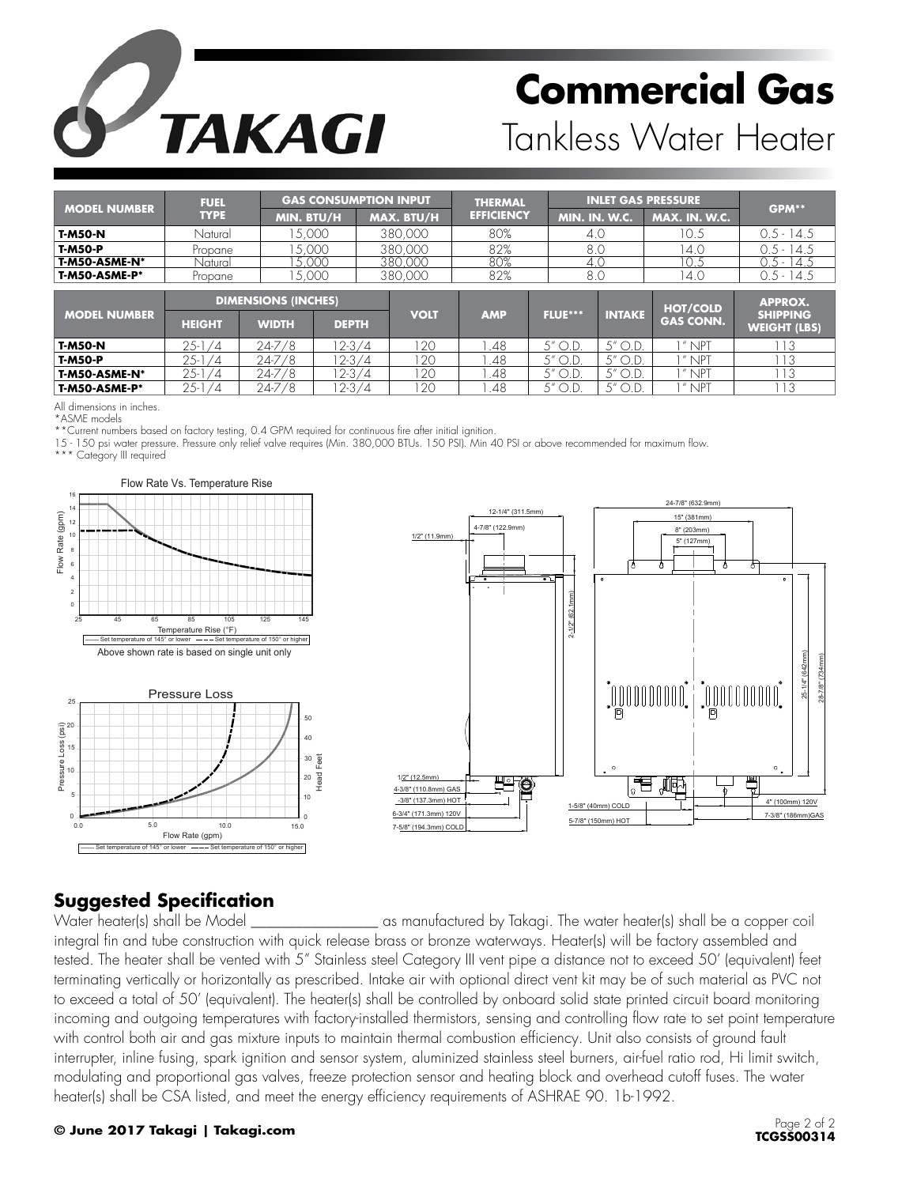# Commercial Gas
## Tankless Water Heater

| MODEL NUMBER | FUEL TYPE | GAS CONSUMPTION INPUT | | THERMAL EFFICIENCY | INLET GAS PRESSURE | | GPM** |
|---|---|---|---|---|---|---|---|
| | | MIN. BTU/H | MAX. BTU/H | | MIN. IN. W.C. | MAX. IN. W.C. | |
| **T-M50-N** | Natural | 15,000 | 380,000 | 80% | 4.0 | 10.5 | 0.5 - 14.5 |
| **T-M50-P** | Propane | 15,000 | 380,000 | 82% | 8.0 | 14.0 | 0.5 - 14.5 |
| **T-M50-ASME-N*** | Natural | 15,000 | 380,000 | 80% | 4.0 | 10.5 | 0.5 - 14.5 |
| **T-M50-ASME-P*** | Propane | 15,000 | 380,000 | 82% | 8.0 | 14.0 | 0.5 - 14.5 |

| MODEL NUMBER | DIMENSIONS (INCHES) | | | VOLT | AMP | FLUE*** | INTAKE | HOT/COLD GAS CONN. | APPROX. SHIPPING WEIGHT (LBS) |
|---|---|---|---|---|---|---|---|---|---|
| | HEIGHT | WIDTH | DEPTH | | | | | | |
| **T-M50-N** | 25-1/4 | 24-7/8 | 12-3/4 | 120 | 1.48 | 5" O.D. | 5" O.D. | 1" NPT | 113 |
| **T-M50-P** | 25-1/4 | 24-7/8 | 12-3/4 | 120 | 1.48 | 5" O.D. | 5" O.D. | 1" NPT | 113 |
| **T-M50-ASME-N*** | 25-1/4 | 24-7/8 | 12-3/4 | 120 | 1.48 | 5" O.D. | 5" O.D. | 1" NPT | 113 |
| **T-M50-ASME-P*** | 25-1/4 | 24-7/8 | 12-3/4 | 120 | 1.48 | 5" O.D. | 5" O.D. | 1" NPT | 113 |

All dimensions in inches.

*ASME models

**Current numbers based on factory testing, 0.4 GPM required for continuous fire after initial ignition.

15 - 150 psi water pressure. Pressure only relief valve requires (Min. 380,000 BTUs. 150 PSI). Min 40 PSI or above recommended for maximum flow.

*** Category III required

Flow Rate Vs. Temperature Rise

Flow Rate (gpm)

Temperature Rise (°F)

Set temperature of 145° or lower — Set temperature of 150° or higher

Above shown rate is based on single unit only

Pressure Loss

Pressure Loss (psi)

Head Feet

Flow Rate (gpm)

Set temperature of 145° or lower — Set temperature of 150° or higher

12-1/4" (311.5mm)
4-7/8" (122.9mm)
1/2" (11.9mm)
2-1/2" (62.1mm)
1/2" (12.5mm)
4-3/8" (110.8mm) GAS
5-3/8" (137.3mm) HOT
6-3/4" (171.3mm) 120V
7-5/8" (194.3mm) COLD

24-7/8" (632.9mm)
15" (381mm)
8" (203mm)
5" (127mm)
25-1/4" (642mm)
28-7/8" (734mm)
1-5/8" (40mm) COLD
5-7/8" (150mm) HOT
4" (100mm) 120V
7-3/8" (186mm)GAS

## Suggested Specification

Water heater(s) shall be Model ________________ as manufactured by Takagi. The water heater(s) shall be a copper coil integral fin and tube construction with quick release brass or bronze waterways. Heater(s) will be factory assembled and tested. The heater shall be vented with 5" Stainless steel Category III vent pipe a distance not to exceed 50' (equivalent) feet terminating vertically or horizontally as prescribed. Intake air with optional direct vent kit may be of such material as PVC not to exceed a total of 50' (equivalent). The heater(s) shall be controlled by onboard solid state printed circuit board monitoring incoming and outgoing temperatures with factory-installed thermistors, sensing and controlling flow rate to set point temperature with control both air and gas mixture inputs to maintain thermal combustion efficiency. Unit also consists of ground fault interrupter, inline fusing, spark ignition and sensor system, aluminized stainless steel burners, air-fuel ratio rod, Hi limit switch, modulating and proportional gas valves, freeze protection sensor and heating block and overhead cutoff fuses. The water heater(s) shall be CSA listed, and meet the energy efficiency requirements of ASHRAE 90. 1b-1992.

**© June 2017 Takagi | Takagi.com**

**TCGSS00314**